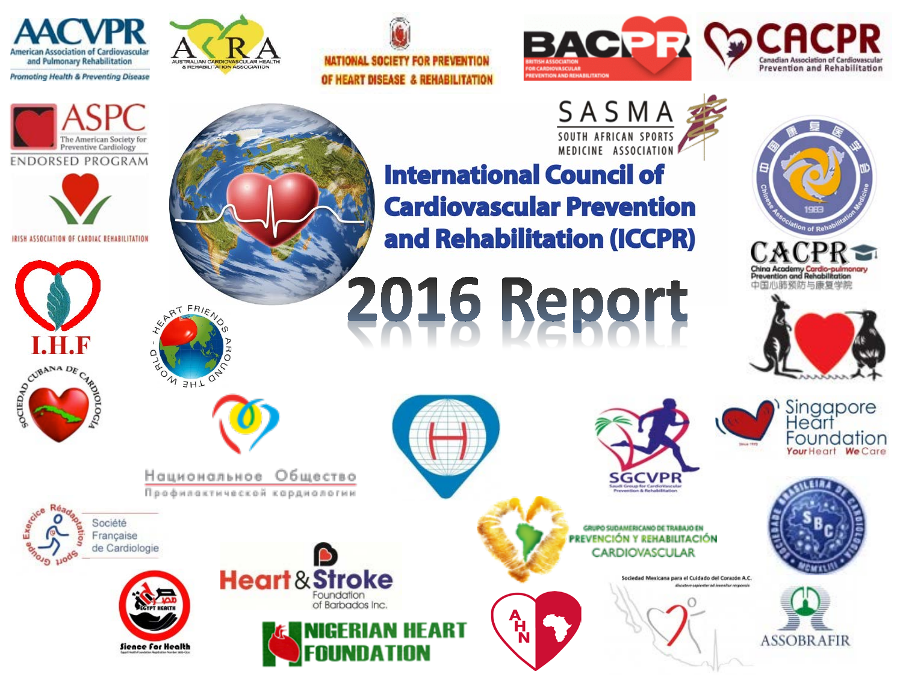# International Council of Cardiovascular Prevention and Rehabilitation (ICCPR)

# 2016 Report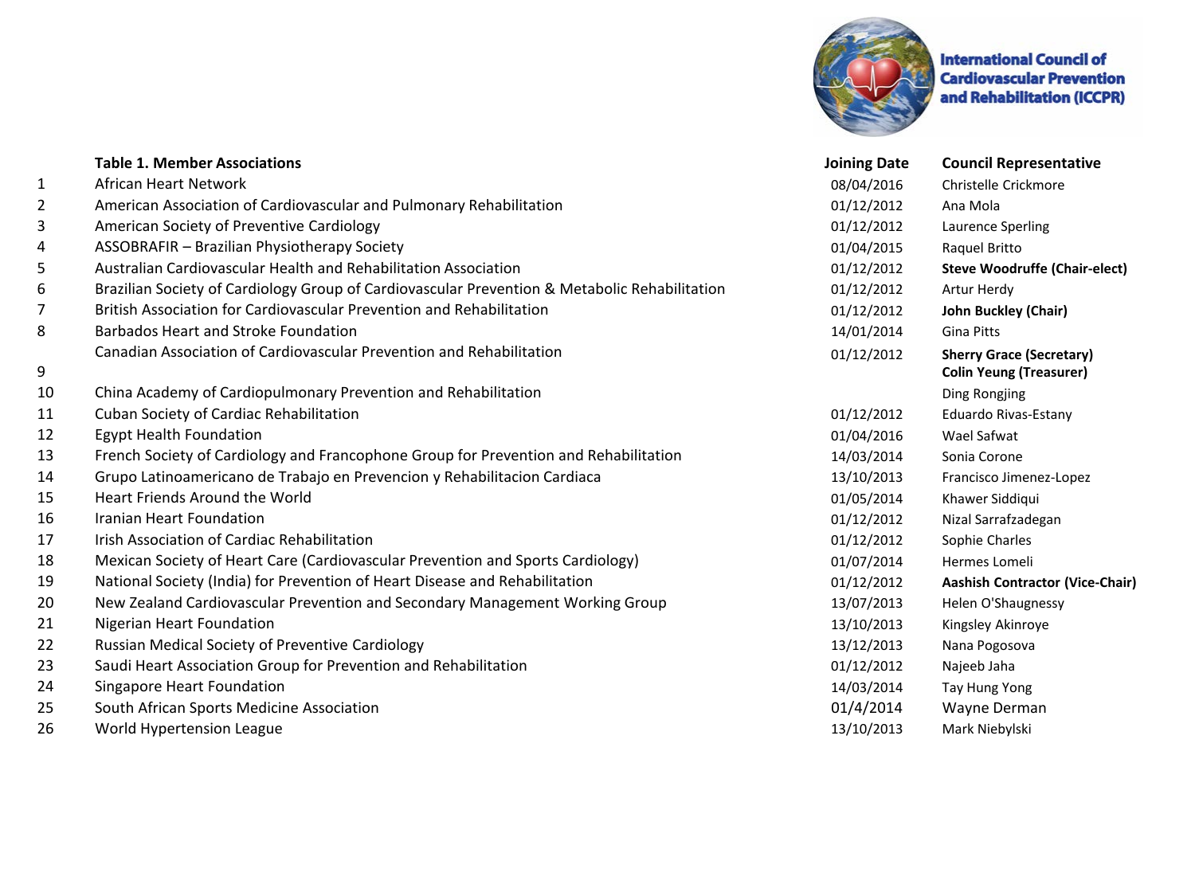**International Council of Cardiovascular Prevention and Rehabilitation (ICCPR)**

| | Table 1. Member Associations | Joining Date | Council Representative |
|---|---|---|---|
| 1 | African Heart Network | 08/04/2016 | Christelle Crickmore |
| 2 | American Association of Cardiovascular and Pulmonary Rehabilitation | 01/12/2012 | Ana Mola |
| 3 | American Society of Preventive Cardiology | 01/12/2012 | Laurence Sperling |
| 4 | ASSOBRAFIR – Brazilian Physiotherapy Society | 01/04/2015 | Raquel Britto |
| 5 | Australian Cardiovascular Health and Rehabilitation Association | 01/12/2012 | **Steve Woodruffe (Chair-elect)** |
| 6 | Brazilian Society of Cardiology Group of Cardiovascular Prevention & Metabolic Rehabilitation | 01/12/2012 | Artur Herdy |
| 7 | British Association for Cardiovascular Prevention and Rehabilitation | 01/12/2012 | **John Buckley (Chair)** |
| 8 | Barbados Heart and Stroke Foundation | 14/01/2014 | Gina Pitts |
| 9 | Canadian Association of Cardiovascular Prevention and Rehabilitation | 01/12/2012 | **Sherry Grace (Secretary)** **Colin Yeung (Treasurer)** |
| 10 | China Academy of Cardiopulmonary Prevention and Rehabilitation | | Ding Rongjing |
| 11 | Cuban Society of Cardiac Rehabilitation | 01/12/2012 | Eduardo Rivas-Estany |
| 12 | Egypt Health Foundation | 01/04/2016 | Wael Safwat |
| 13 | French Society of Cardiology and Francophone Group for Prevention and Rehabilitation | 14/03/2014 | Sonia Corone |
| 14 | Grupo Latinoamericano de Trabajo en Prevencion y Rehabilitacion Cardiaca | 13/10/2013 | Francisco Jimenez-Lopez |
| 15 | Heart Friends Around the World | 01/05/2014 | Khawer Siddiqui |
| 16 | Iranian Heart Foundation | 01/12/2012 | Nizal Sarrafzadegan |
| 17 | Irish Association of Cardiac Rehabilitation | 01/12/2012 | Sophie Charles |
| 18 | Mexican Society of Heart Care (Cardiovascular Prevention and Sports Cardiology) | 01/07/2014 | Hermes Lomeli |
| 19 | National Society (India) for Prevention of Heart Disease and Rehabilitation | 01/12/2012 | **Aashish Contractor (Vice-Chair)** |
| 20 | New Zealand Cardiovascular Prevention and Secondary Management Working Group | 13/07/2013 | Helen O'Shaugnessy |
| 21 | Nigerian Heart Foundation | 13/10/2013 | Kingsley Akinroye |
| 22 | Russian Medical Society of Preventive Cardiology | 13/12/2013 | Nana Pogosova |
| 23 | Saudi Heart Association Group for Prevention and Rehabilitation | 01/12/2012 | Najeeb Jaha |
| 24 | Singapore Heart Foundation | 14/03/2014 | Tay Hung Yong |
| 25 | South African Sports Medicine Association | 01/4/2014 | Wayne Derman |
| 26 | World Hypertension League | 13/10/2013 | Mark Niebylski |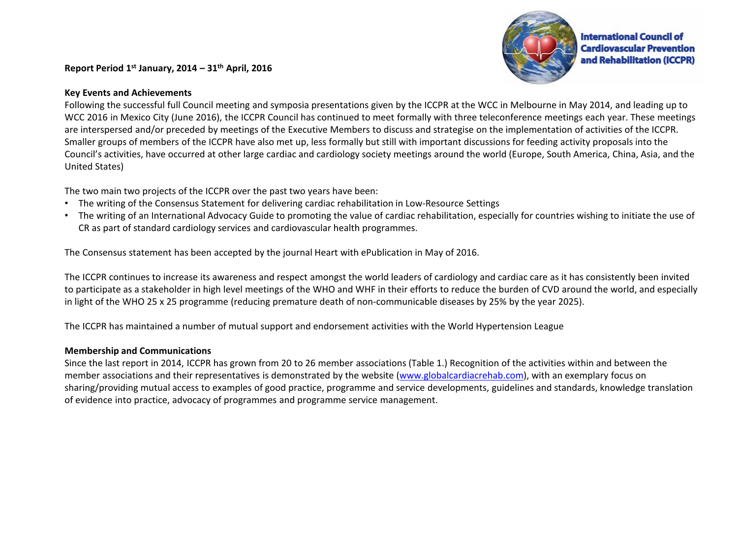**Report Period 1st January, 2014 – 31th April, 2016**

International Council of Cardiovascular Prevention and Rehabilitation (ICCPR)

**Key Events and Achievements**

Following the successful full Council meeting and symposia presentations given by the ICCPR at the WCC in Melbourne in May 2014, and leading up to WCC 2016 in Mexico City (June 2016), the ICCPR Council has continued to meet formally with three teleconference meetings each year. These meetings are interspersed and/or preceded by meetings of the Executive Members to discuss and strategise on the implementation of activities of the ICCPR. Smaller groups of members of the ICCPR have also met up, less formally but still with important discussions for feeding activity proposals into the Council's activities, have occurred at other large cardiac and cardiology society meetings around the world (Europe, South America, China, Asia, and the United States)

The two main two projects of the ICCPR over the past two years have been:

- The writing of the Consensus Statement for delivering cardiac rehabilitation in Low-Resource Settings
- The writing of an International Advocacy Guide to promoting the value of cardiac rehabilitation, especially for countries wishing to initiate the use of CR as part of standard cardiology services and cardiovascular health programmes.

The Consensus statement has been accepted by the journal Heart with ePublication in May of 2016.

The ICCPR continues to increase its awareness and respect amongst the world leaders of cardiology and cardiac care as it has consistently been invited to participate as a stakeholder in high level meetings of the WHO and WHF in their efforts to reduce the burden of CVD around the world, and especially in light of the WHO 25 x 25 programme (reducing premature death of non-communicable diseases by 25% by the year 2025).

The ICCPR has maintained a number of mutual support and endorsement activities with the World Hypertension League

**Membership and Communications**

Since the last report in 2014, ICCPR has grown from 20 to 26 member associations (Table 1.) Recognition of the activities within and between the member associations and their representatives is demonstrated by the website (www.globalcardiacrehab.com), with an exemplary focus on sharing/providing mutual access to examples of good practice, programme and service developments, guidelines and standards, knowledge translation of evidence into practice, advocacy of programmes and programme service management.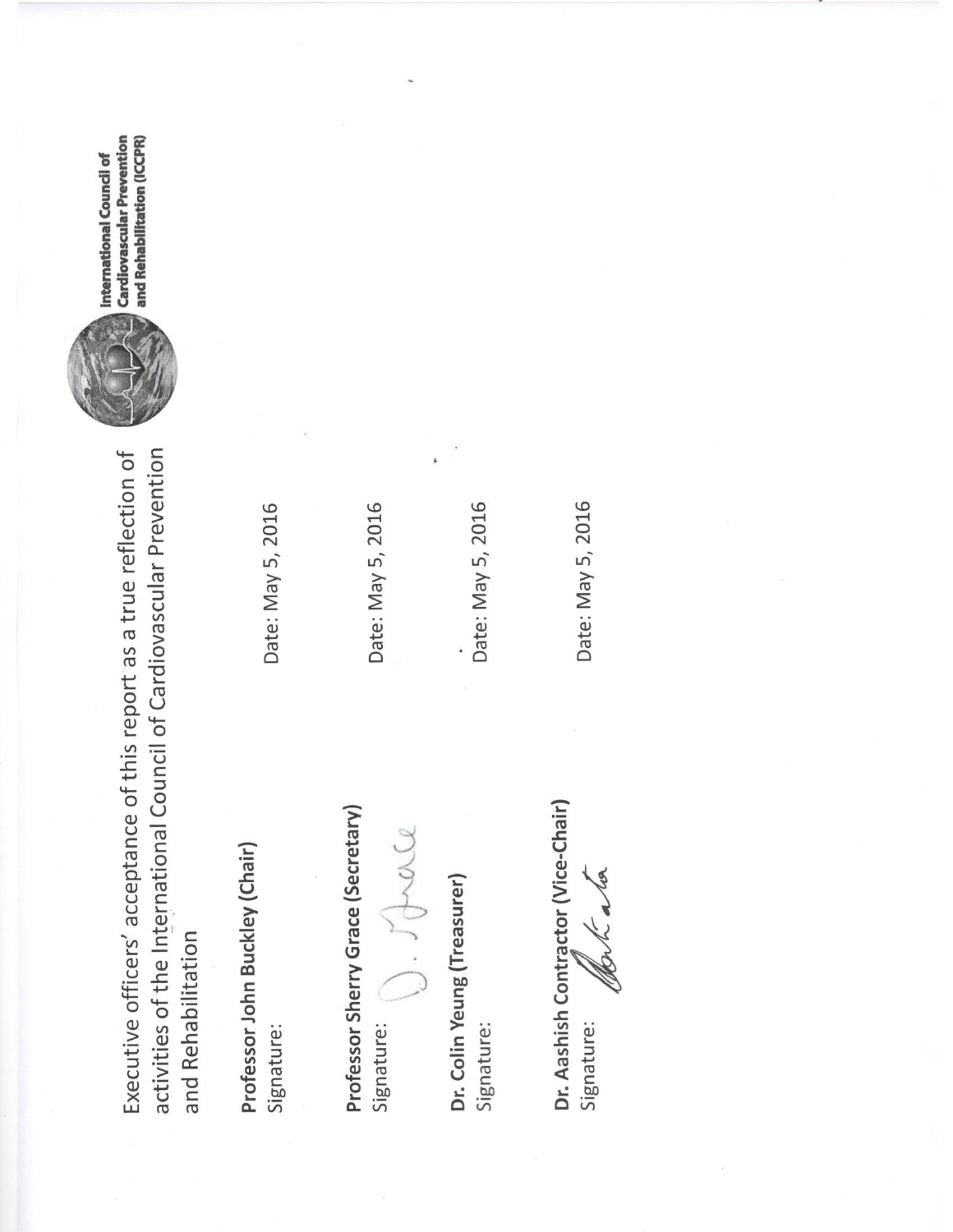International Council of Cardiovascular Prevention and Rehabilitation (ICCPR)

Executive officers' acceptance of this report as a true reflection of activities of the International Council of Cardiovascular Prevention and Rehabilitation

**Professor John Buckley (Chair)**

Signature: Date: May 5, 2016

**Professor Sherry Grace (Secretary)**

Signature: Date: May 5, 2016

**Dr. Colin Yeung (Treasurer)**

Signature: Date: May 5, 2016

**Dr. Aashish Contractor (Vice-Chair)**

Signature: Date: May 5, 2016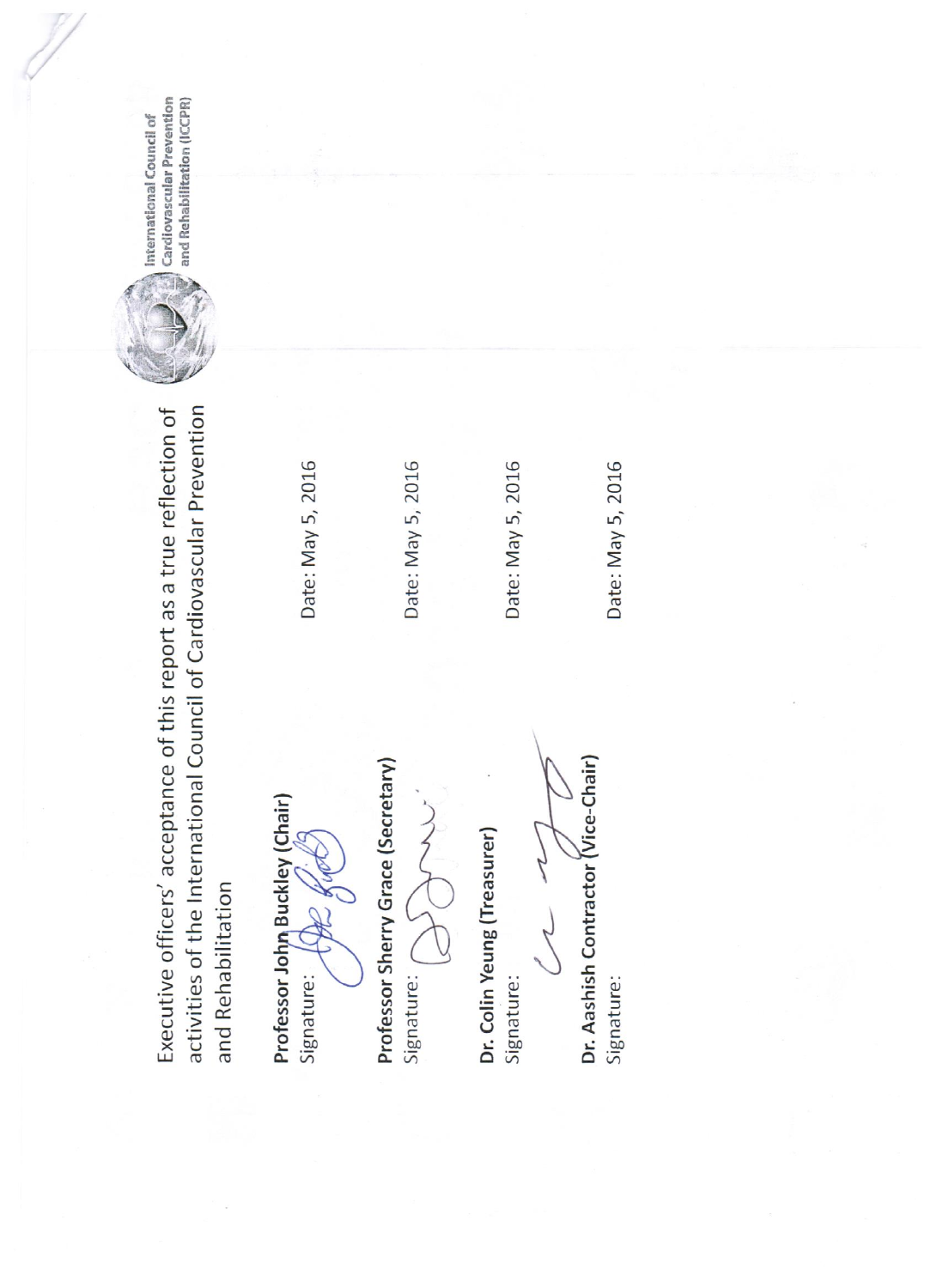International Council of Cardiovascular Prevention and Rehabilitation (ICCPR)

Executive officers' acceptance of this report as a true reflection of activities of the International Council of Cardiovascular Prevention and Rehabilitation

**Professor John Buckley (Chair)**
Signature: Date: May 5, 2016

**Professor Sherry Grace (Secretary)**
Signature: Date: May 5, 2016

**Dr. Colin Yeung (Treasurer)**
Signature: Date: May 5, 2016

**Dr. Aashish Contractor (Vice-Chair)**
Signature: Date: May 5, 2016